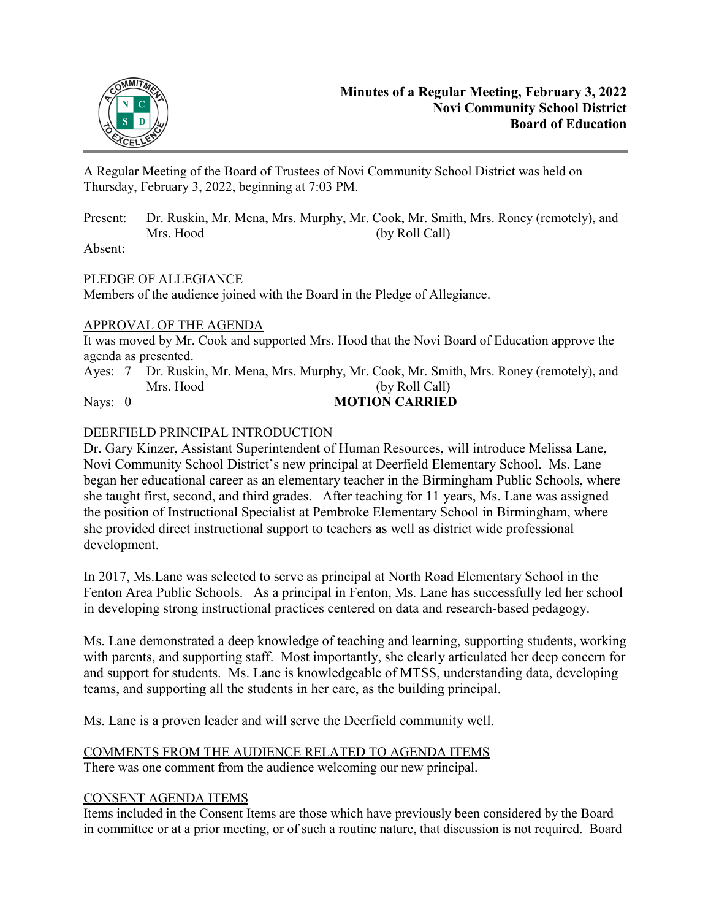**Minutes of a Regular Meeting, February 3, 2022**
**Novi Community School District**
**Board of Education**

A Regular Meeting of the Board of Trustees of Novi Community School District was held on Thursday, February 3, 2022, beginning at 7:03 PM.

Present: Dr. Ruskin, Mr. Mena, Mrs. Murphy, Mr. Cook, Mr. Smith, Mrs. Roney (remotely), and Mrs. Hood (by Roll Call)

Absent:

## PLEDGE OF ALLEGIANCE

Members of the audience joined with the Board in the Pledge of Allegiance.

## APPROVAL OF THE AGENDA

It was moved by Mr. Cook and supported Mrs. Hood that the Novi Board of Education approve the agenda as presented.

Ayes: 7 Dr. Ruskin, Mr. Mena, Mrs. Murphy, Mr. Cook, Mr. Smith, Mrs. Roney (remotely), and Mrs. Hood (by Roll Call)

Nays: 0 **MOTION CARRIED**

## DEERFIELD PRINCIPAL INTRODUCTION

Dr. Gary Kinzer, Assistant Superintendent of Human Resources, will introduce Melissa Lane, Novi Community School District's new principal at Deerfield Elementary School. Ms. Lane began her educational career as an elementary teacher in the Birmingham Public Schools, where she taught first, second, and third grades. After teaching for 11 years, Ms. Lane was assigned the position of Instructional Specialist at Pembroke Elementary School in Birmingham, where she provided direct instructional support to teachers as well as district wide professional development.

In 2017, Ms.Lane was selected to serve as principal at North Road Elementary School in the Fenton Area Public Schools. As a principal in Fenton, Ms. Lane has successfully led her school in developing strong instructional practices centered on data and research-based pedagogy.

Ms. Lane demonstrated a deep knowledge of teaching and learning, supporting students, working with parents, and supporting staff. Most importantly, she clearly articulated her deep concern for and support for students. Ms. Lane is knowledgeable of MTSS, understanding data, developing teams, and supporting all the students in her care, as the building principal.

Ms. Lane is a proven leader and will serve the Deerfield community well.

## COMMENTS FROM THE AUDIENCE RELATED TO AGENDA ITEMS

There was one comment from the audience welcoming our new principal.

## CONSENT AGENDA ITEMS

Items included in the Consent Items are those which have previously been considered by the Board in committee or at a prior meeting, or of such a routine nature, that discussion is not required. Board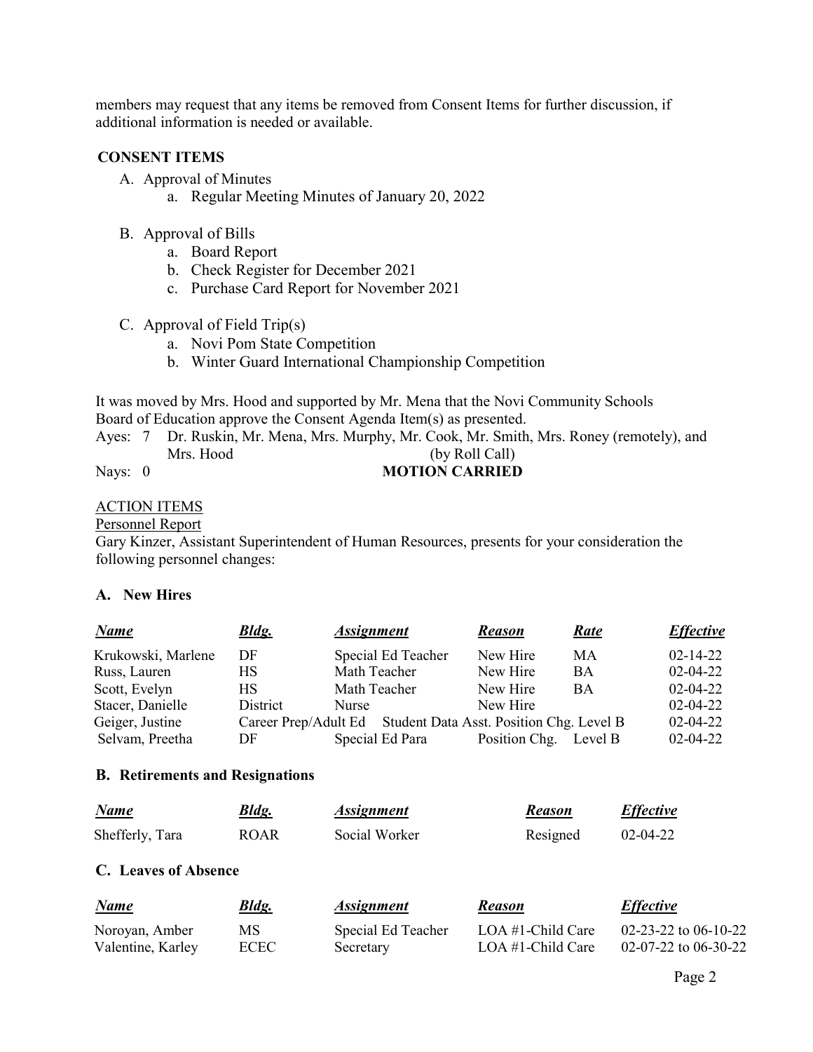members may request that any items be removed from Consent Items for further discussion, if additional information is needed or available.

**CONSENT ITEMS**

A. Approval of Minutes
   a. Regular Meeting Minutes of January 20, 2022

B. Approval of Bills
   a. Board Report
   b. Check Register for December 2021
   c. Purchase Card Report for November 2021

C. Approval of Field Trip(s)
   a. Novi Pom State Competition
   b. Winter Guard International Championship Competition

It was moved by Mrs. Hood and supported by Mr. Mena that the Novi Community Schools Board of Education approve the Consent Agenda Item(s) as presented.

Ayes: 7 Dr. Ruskin, Mr. Mena, Mrs. Murphy, Mr. Cook, Mr. Smith, Mrs. Roney (remotely), and Mrs. Hood (by Roll Call)

Nays: 0 **MOTION CARRIED**

ACTION ITEMS

Personnel Report

Gary Kinzer, Assistant Superintendent of Human Resources, presents for your consideration the following personnel changes:

**A. New Hires**

| ***Name*** | ***Bldg.*** | ***Assignment*** | ***Reason*** | ***Rate*** | ***Effective*** |
|---|---|---|---|---|---|
| Krukowski, Marlene | DF | Special Ed Teacher | New Hire | MA | 02-14-22 |
| Russ, Lauren | HS | Math Teacher | New Hire | BA | 02-04-22 |
| Scott, Evelyn | HS | Math Teacher | New Hire | BA | 02-04-22 |
| Stacer, Danielle | District | Nurse | New Hire | | 02-04-22 |
| Geiger, Justine | Career Prep/Adult Ed | Student Data Asst. | Position Chg. | Level B | 02-04-22 |
| Selvam, Preetha | DF | Special Ed Para | Position Chg. | Level B | 02-04-22 |

**B. Retirements and Resignations**

| ***Name*** | ***Bldg.*** | ***Assignment*** | ***Reason*** | ***Effective*** |
|---|---|---|---|---|
| Shefferly, Tara | ROAR | Social Worker | Resigned | 02-04-22 |

**C. Leaves of Absence**

| ***Name*** | ***Bldg.*** | ***Assignment*** | ***Reason*** | ***Effective*** |
|---|---|---|---|---|
| Noroyan, Amber | MS | Special Ed Teacher | LOA #1-Child Care | 02-23-22 to 06-10-22 |
| Valentine, Karley | ECEC | Secretary | LOA #1-Child Care | 02-07-22 to 06-30-22 |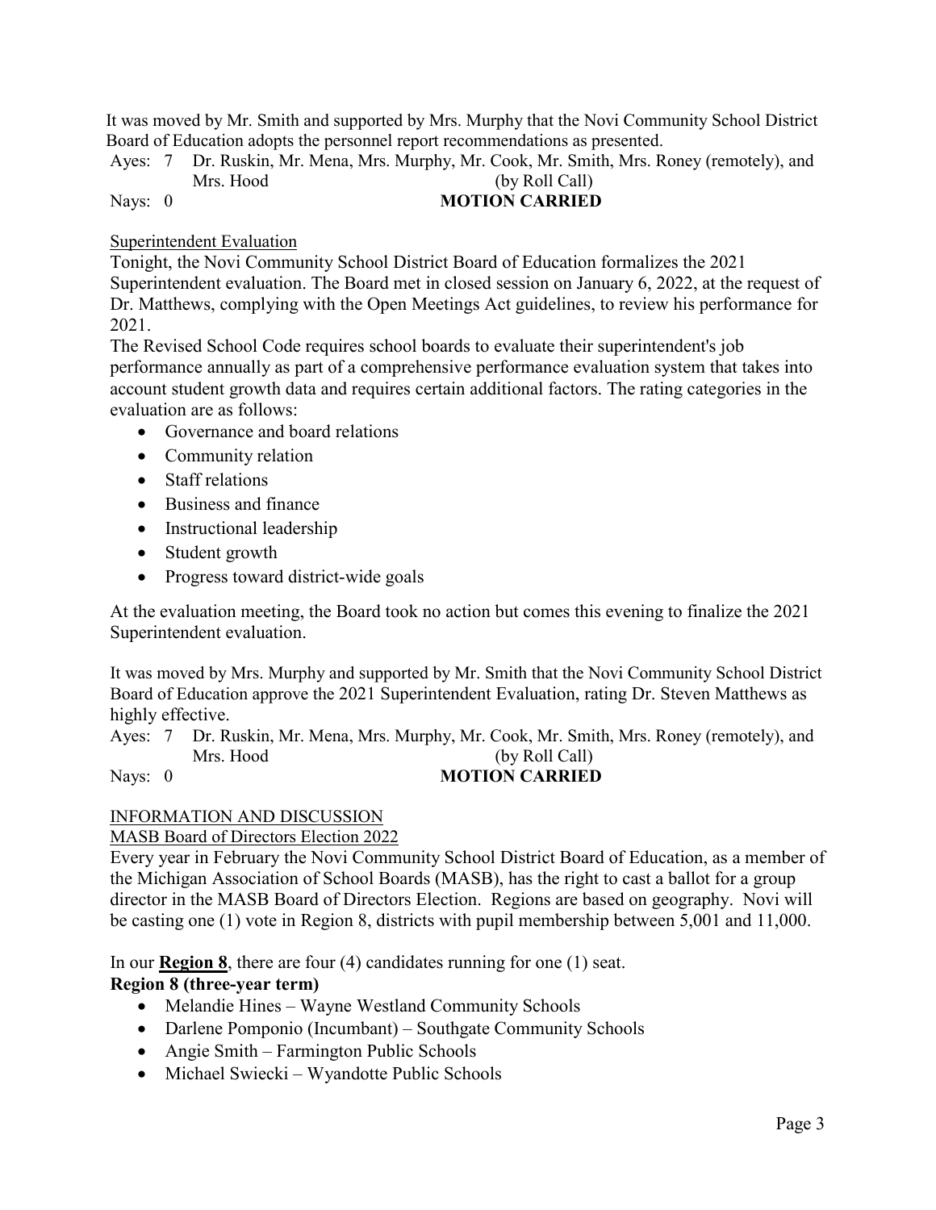It was moved by Mr. Smith and supported by Mrs. Murphy that the Novi Community School District Board of Education adopts the personnel report recommendations as presented.

Ayes: 7 Dr. Ruskin, Mr. Mena, Mrs. Murphy, Mr. Cook, Mr. Smith, Mrs. Roney (remotely), and Mrs. Hood (by Roll Call)

Nays: 0 **MOTION CARRIED**

Superintendent Evaluation

Tonight, the Novi Community School District Board of Education formalizes the 2021 Superintendent evaluation. The Board met in closed session on January 6, 2022, at the request of Dr. Matthews, complying with the Open Meetings Act guidelines, to review his performance for 2021.

The Revised School Code requires school boards to evaluate their superintendent's job performance annually as part of a comprehensive performance evaluation system that takes into account student growth data and requires certain additional factors. The rating categories in the evaluation are as follows:

- Governance and board relations
- Community relation
- Staff relations
- Business and finance
- Instructional leadership
- Student growth
- Progress toward district-wide goals

At the evaluation meeting, the Board took no action but comes this evening to finalize the 2021 Superintendent evaluation.

It was moved by Mrs. Murphy and supported by Mr. Smith that the Novi Community School District Board of Education approve the 2021 Superintendent Evaluation, rating Dr. Steven Matthews as highly effective.

Ayes: 7 Dr. Ruskin, Mr. Mena, Mrs. Murphy, Mr. Cook, Mr. Smith, Mrs. Roney (remotely), and Mrs. Hood (by Roll Call)

Nays: 0 **MOTION CARRIED**

INFORMATION AND DISCUSSION

MASB Board of Directors Election 2022

Every year in February the Novi Community School District Board of Education, as a member of the Michigan Association of School Boards (MASB), has the right to cast a ballot for a group director in the MASB Board of Directors Election. Regions are based on geography. Novi will be casting one (1) vote in Region 8, districts with pupil membership between 5,001 and 11,000.

In our **Region 8**, there are four (4) candidates running for one (1) seat.

**Region 8 (three-year term)**

- Melandie Hines – Wayne Westland Community Schools
- Darlene Pomponio (Incumbant) – Southgate Community Schools
- Angie Smith – Farmington Public Schools
- Michael Swiecki – Wyandotte Public Schools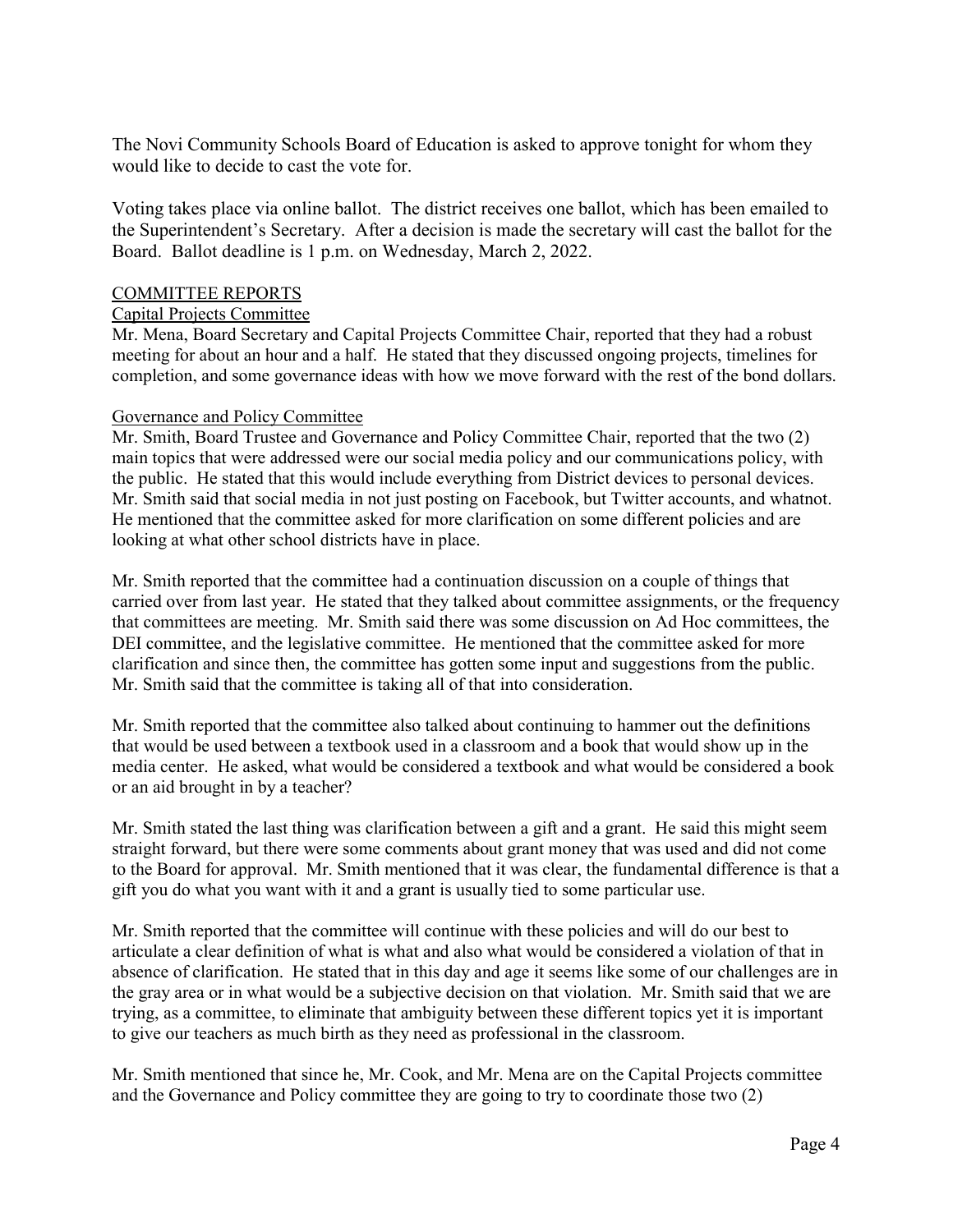The Novi Community Schools Board of Education is asked to approve tonight for whom they would like to decide to cast the vote for.

Voting takes place via online ballot. The district receives one ballot, which has been emailed to the Superintendent's Secretary. After a decision is made the secretary will cast the ballot for the Board. Ballot deadline is 1 p.m. on Wednesday, March 2, 2022.

## COMMITTEE REPORTS

### Capital Projects Committee

Mr. Mena, Board Secretary and Capital Projects Committee Chair, reported that they had a robust meeting for about an hour and a half. He stated that they discussed ongoing projects, timelines for completion, and some governance ideas with how we move forward with the rest of the bond dollars.

### Governance and Policy Committee

Mr. Smith, Board Trustee and Governance and Policy Committee Chair, reported that the two (2) main topics that were addressed were our social media policy and our communications policy, with the public. He stated that this would include everything from District devices to personal devices. Mr. Smith said that social media in not just posting on Facebook, but Twitter accounts, and whatnot. He mentioned that the committee asked for more clarification on some different policies and are looking at what other school districts have in place.

Mr. Smith reported that the committee had a continuation discussion on a couple of things that carried over from last year. He stated that they talked about committee assignments, or the frequency that committees are meeting. Mr. Smith said there was some discussion on Ad Hoc committees, the DEI committee, and the legislative committee. He mentioned that the committee asked for more clarification and since then, the committee has gotten some input and suggestions from the public. Mr. Smith said that the committee is taking all of that into consideration.

Mr. Smith reported that the committee also talked about continuing to hammer out the definitions that would be used between a textbook used in a classroom and a book that would show up in the media center. He asked, what would be considered a textbook and what would be considered a book or an aid brought in by a teacher?

Mr. Smith stated the last thing was clarification between a gift and a grant. He said this might seem straight forward, but there were some comments about grant money that was used and did not come to the Board for approval. Mr. Smith mentioned that it was clear, the fundamental difference is that a gift you do what you want with it and a grant is usually tied to some particular use.

Mr. Smith reported that the committee will continue with these policies and will do our best to articulate a clear definition of what is what and also what would be considered a violation of that in absence of clarification. He stated that in this day and age it seems like some of our challenges are in the gray area or in what would be a subjective decision on that violation. Mr. Smith said that we are trying, as a committee, to eliminate that ambiguity between these different topics yet it is important to give our teachers as much birth as they need as professional in the classroom.

Mr. Smith mentioned that since he, Mr. Cook, and Mr. Mena are on the Capital Projects committee and the Governance and Policy committee they are going to try to coordinate those two (2)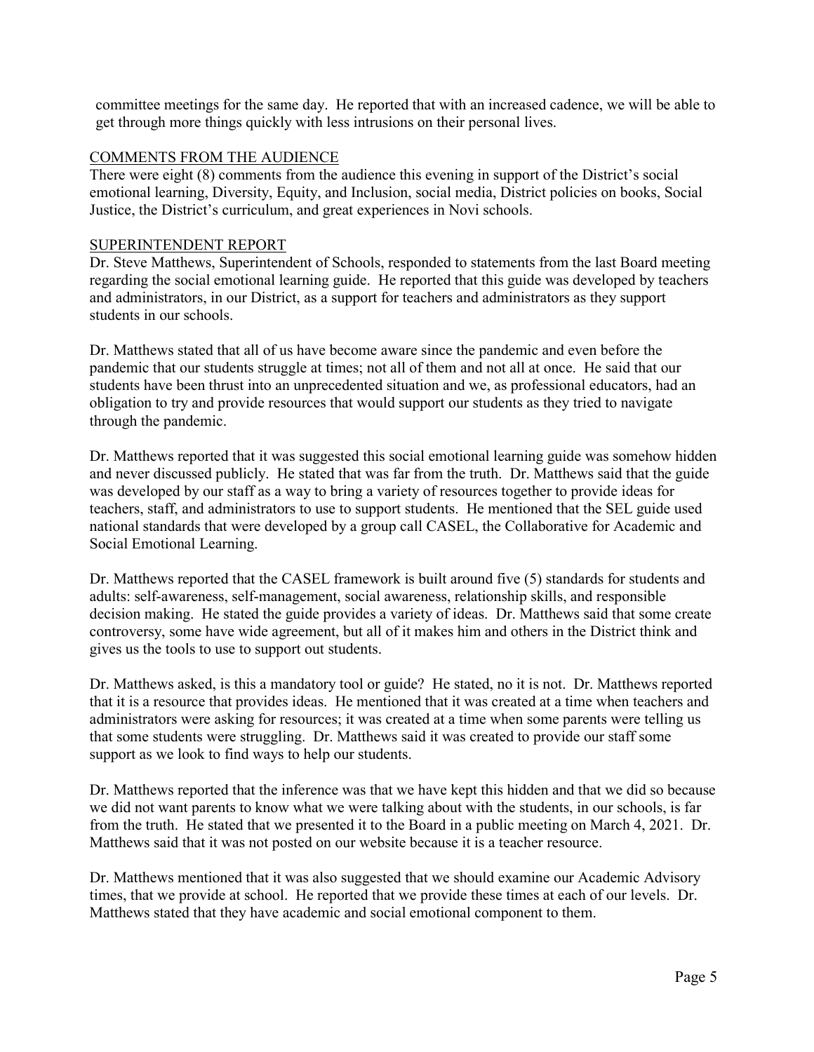committee meetings for the same day. He reported that with an increased cadence, we will be able to get through more things quickly with less intrusions on their personal lives.

<u>COMMENTS FROM THE AUDIENCE</u>

There were eight (8) comments from the audience this evening in support of the District's social emotional learning, Diversity, Equity, and Inclusion, social media, District policies on books, Social Justice, the District's curriculum, and great experiences in Novi schools.

<u>SUPERINTENDENT REPORT</u>

Dr. Steve Matthews, Superintendent of Schools, responded to statements from the last Board meeting regarding the social emotional learning guide. He reported that this guide was developed by teachers and administrators, in our District, as a support for teachers and administrators as they support students in our schools.

Dr. Matthews stated that all of us have become aware since the pandemic and even before the pandemic that our students struggle at times; not all of them and not all at once. He said that our students have been thrust into an unprecedented situation and we, as professional educators, had an obligation to try and provide resources that would support our students as they tried to navigate through the pandemic.

Dr. Matthews reported that it was suggested this social emotional learning guide was somehow hidden and never discussed publicly. He stated that was far from the truth. Dr. Matthews said that the guide was developed by our staff as a way to bring a variety of resources together to provide ideas for teachers, staff, and administrators to use to support students. He mentioned that the SEL guide used national standards that were developed by a group call CASEL, the Collaborative for Academic and Social Emotional Learning.

Dr. Matthews reported that the CASEL framework is built around five (5) standards for students and adults: self-awareness, self-management, social awareness, relationship skills, and responsible decision making. He stated the guide provides a variety of ideas. Dr. Matthews said that some create controversy, some have wide agreement, but all of it makes him and others in the District think and gives us the tools to use to support out students.

Dr. Matthews asked, is this a mandatory tool or guide? He stated, no it is not. Dr. Matthews reported that it is a resource that provides ideas. He mentioned that it was created at a time when teachers and administrators were asking for resources; it was created at a time when some parents were telling us that some students were struggling. Dr. Matthews said it was created to provide our staff some support as we look to find ways to help our students.

Dr. Matthews reported that the inference was that we have kept this hidden and that we did so because we did not want parents to know what we were talking about with the students, in our schools, is far from the truth. He stated that we presented it to the Board in a public meeting on March 4, 2021. Dr. Matthews said that it was not posted on our website because it is a teacher resource.

Dr. Matthews mentioned that it was also suggested that we should examine our Academic Advisory times, that we provide at school. He reported that we provide these times at each of our levels. Dr. Matthews stated that they have academic and social emotional component to them.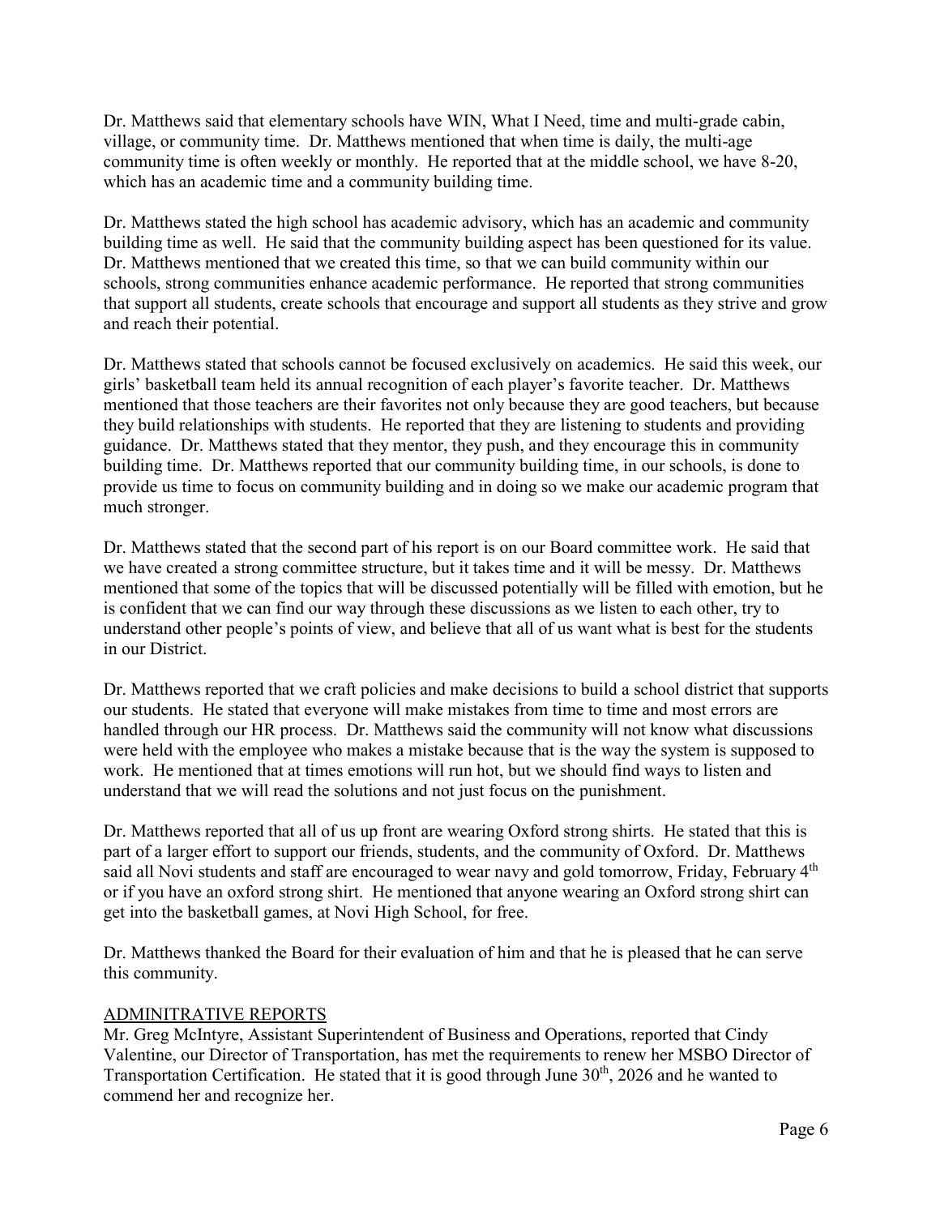Dr. Matthews said that elementary schools have WIN, What I Need, time and multi-grade cabin, village, or community time. Dr. Matthews mentioned that when time is daily, the multi-age community time is often weekly or monthly. He reported that at the middle school, we have 8-20, which has an academic time and a community building time.

Dr. Matthews stated the high school has academic advisory, which has an academic and community building time as well. He said that the community building aspect has been questioned for its value. Dr. Matthews mentioned that we created this time, so that we can build community within our schools, strong communities enhance academic performance. He reported that strong communities that support all students, create schools that encourage and support all students as they strive and grow and reach their potential.

Dr. Matthews stated that schools cannot be focused exclusively on academics. He said this week, our girls' basketball team held its annual recognition of each player's favorite teacher. Dr. Matthews mentioned that those teachers are their favorites not only because they are good teachers, but because they build relationships with students. He reported that they are listening to students and providing guidance. Dr. Matthews stated that they mentor, they push, and they encourage this in community building time. Dr. Matthews reported that our community building time, in our schools, is done to provide us time to focus on community building and in doing so we make our academic program that much stronger.

Dr. Matthews stated that the second part of his report is on our Board committee work. He said that we have created a strong committee structure, but it takes time and it will be messy. Dr. Matthews mentioned that some of the topics that will be discussed potentially will be filled with emotion, but he is confident that we can find our way through these discussions as we listen to each other, try to understand other people's points of view, and believe that all of us want what is best for the students in our District.

Dr. Matthews reported that we craft policies and make decisions to build a school district that supports our students. He stated that everyone will make mistakes from time to time and most errors are handled through our HR process. Dr. Matthews said the community will not know what discussions were held with the employee who makes a mistake because that is the way the system is supposed to work. He mentioned that at times emotions will run hot, but we should find ways to listen and understand that we will read the solutions and not just focus on the punishment.

Dr. Matthews reported that all of us up front are wearing Oxford strong shirts. He stated that this is part of a larger effort to support our friends, students, and the community of Oxford. Dr. Matthews said all Novi students and staff are encouraged to wear navy and gold tomorrow, Friday, February 4th or if you have an oxford strong shirt. He mentioned that anyone wearing an Oxford strong shirt can get into the basketball games, at Novi High School, for free.

Dr. Matthews thanked the Board for their evaluation of him and that he is pleased that he can serve this community.

ADMINITRATIVE REPORTS

Mr. Greg McIntyre, Assistant Superintendent of Business and Operations, reported that Cindy Valentine, our Director of Transportation, has met the requirements to renew her MSBO Director of Transportation Certification. He stated that it is good through June 30th, 2026 and he wanted to commend her and recognize her.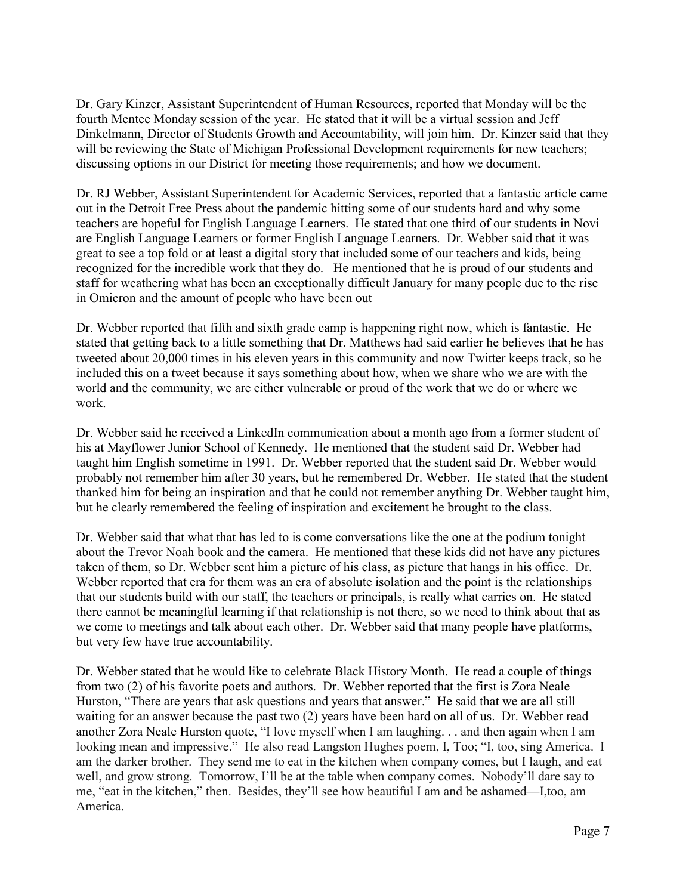Dr. Gary Kinzer, Assistant Superintendent of Human Resources, reported that Monday will be the fourth Mentee Monday session of the year. He stated that it will be a virtual session and Jeff Dinkelmann, Director of Students Growth and Accountability, will join him. Dr. Kinzer said that they will be reviewing the State of Michigan Professional Development requirements for new teachers; discussing options in our District for meeting those requirements; and how we document.

Dr. RJ Webber, Assistant Superintendent for Academic Services, reported that a fantastic article came out in the Detroit Free Press about the pandemic hitting some of our students hard and why some teachers are hopeful for English Language Learners. He stated that one third of our students in Novi are English Language Learners or former English Language Learners. Dr. Webber said that it was great to see a top fold or at least a digital story that included some of our teachers and kids, being recognized for the incredible work that they do. He mentioned that he is proud of our students and staff for weathering what has been an exceptionally difficult January for many people due to the rise in Omicron and the amount of people who have been out

Dr. Webber reported that fifth and sixth grade camp is happening right now, which is fantastic. He stated that getting back to a little something that Dr. Matthews had said earlier he believes that he has tweeted about 20,000 times in his eleven years in this community and now Twitter keeps track, so he included this on a tweet because it says something about how, when we share who we are with the world and the community, we are either vulnerable or proud of the work that we do or where we work.

Dr. Webber said he received a LinkedIn communication about a month ago from a former student of his at Mayflower Junior School of Kennedy. He mentioned that the student said Dr. Webber had taught him English sometime in 1991. Dr. Webber reported that the student said Dr. Webber would probably not remember him after 30 years, but he remembered Dr. Webber. He stated that the student thanked him for being an inspiration and that he could not remember anything Dr. Webber taught him, but he clearly remembered the feeling of inspiration and excitement he brought to the class.

Dr. Webber said that what that has led to is come conversations like the one at the podium tonight about the Trevor Noah book and the camera. He mentioned that these kids did not have any pictures taken of them, so Dr. Webber sent him a picture of his class, as picture that hangs in his office. Dr. Webber reported that era for them was an era of absolute isolation and the point is the relationships that our students build with our staff, the teachers or principals, is really what carries on. He stated there cannot be meaningful learning if that relationship is not there, so we need to think about that as we come to meetings and talk about each other. Dr. Webber said that many people have platforms, but very few have true accountability.

Dr. Webber stated that he would like to celebrate Black History Month. He read a couple of things from two (2) of his favorite poets and authors. Dr. Webber reported that the first is Zora Neale Hurston, "There are years that ask questions and years that answer." He said that we are all still waiting for an answer because the past two (2) years have been hard on all of us. Dr. Webber read another Zora Neale Hurston quote, "I love myself when I am laughing. . . and then again when I am looking mean and impressive." He also read Langston Hughes poem, I, Too; "I, too, sing America. I am the darker brother. They send me to eat in the kitchen when company comes, but I laugh, and eat well, and grow strong. Tomorrow, I'll be at the table when company comes. Nobody'll dare say to me, "eat in the kitchen," then. Besides, they'll see how beautiful I am and be ashamed—I,too, am America.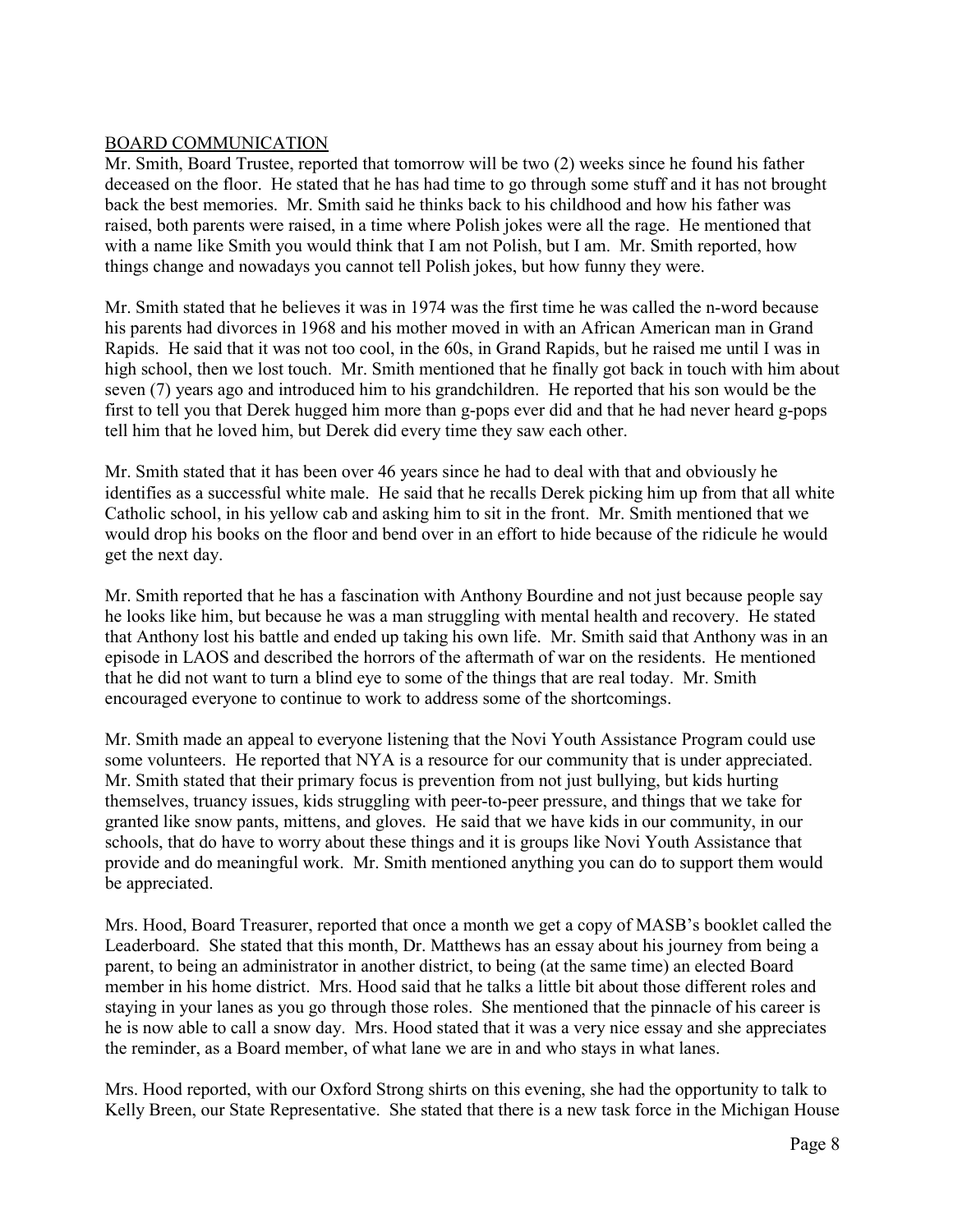BOARD COMMUNICATION

Mr. Smith, Board Trustee, reported that tomorrow will be two (2) weeks since he found his father deceased on the floor. He stated that he has had time to go through some stuff and it has not brought back the best memories. Mr. Smith said he thinks back to his childhood and how his father was raised, both parents were raised, in a time where Polish jokes were all the rage. He mentioned that with a name like Smith you would think that I am not Polish, but I am. Mr. Smith reported, how things change and nowadays you cannot tell Polish jokes, but how funny they were.

Mr. Smith stated that he believes it was in 1974 was the first time he was called the n-word because his parents had divorces in 1968 and his mother moved in with an African American man in Grand Rapids. He said that it was not too cool, in the 60s, in Grand Rapids, but he raised me until I was in high school, then we lost touch. Mr. Smith mentioned that he finally got back in touch with him about seven (7) years ago and introduced him to his grandchildren. He reported that his son would be the first to tell you that Derek hugged him more than g-pops ever did and that he had never heard g-pops tell him that he loved him, but Derek did every time they saw each other.

Mr. Smith stated that it has been over 46 years since he had to deal with that and obviously he identifies as a successful white male. He said that he recalls Derek picking him up from that all white Catholic school, in his yellow cab and asking him to sit in the front. Mr. Smith mentioned that we would drop his books on the floor and bend over in an effort to hide because of the ridicule he would get the next day.

Mr. Smith reported that he has a fascination with Anthony Bourdine and not just because people say he looks like him, but because he was a man struggling with mental health and recovery. He stated that Anthony lost his battle and ended up taking his own life. Mr. Smith said that Anthony was in an episode in LAOS and described the horrors of the aftermath of war on the residents. He mentioned that he did not want to turn a blind eye to some of the things that are real today. Mr. Smith encouraged everyone to continue to work to address some of the shortcomings.

Mr. Smith made an appeal to everyone listening that the Novi Youth Assistance Program could use some volunteers. He reported that NYA is a resource for our community that is under appreciated. Mr. Smith stated that their primary focus is prevention from not just bullying, but kids hurting themselves, truancy issues, kids struggling with peer-to-peer pressure, and things that we take for granted like snow pants, mittens, and gloves. He said that we have kids in our community, in our schools, that do have to worry about these things and it is groups like Novi Youth Assistance that provide and do meaningful work. Mr. Smith mentioned anything you can do to support them would be appreciated.

Mrs. Hood, Board Treasurer, reported that once a month we get a copy of MASB's booklet called the Leaderboard. She stated that this month, Dr. Matthews has an essay about his journey from being a parent, to being an administrator in another district, to being (at the same time) an elected Board member in his home district. Mrs. Hood said that he talks a little bit about those different roles and staying in your lanes as you go through those roles. She mentioned that the pinnacle of his career is he is now able to call a snow day. Mrs. Hood stated that it was a very nice essay and she appreciates the reminder, as a Board member, of what lane we are in and who stays in what lanes.

Mrs. Hood reported, with our Oxford Strong shirts on this evening, she had the opportunity to talk to Kelly Breen, our State Representative. She stated that there is a new task force in the Michigan House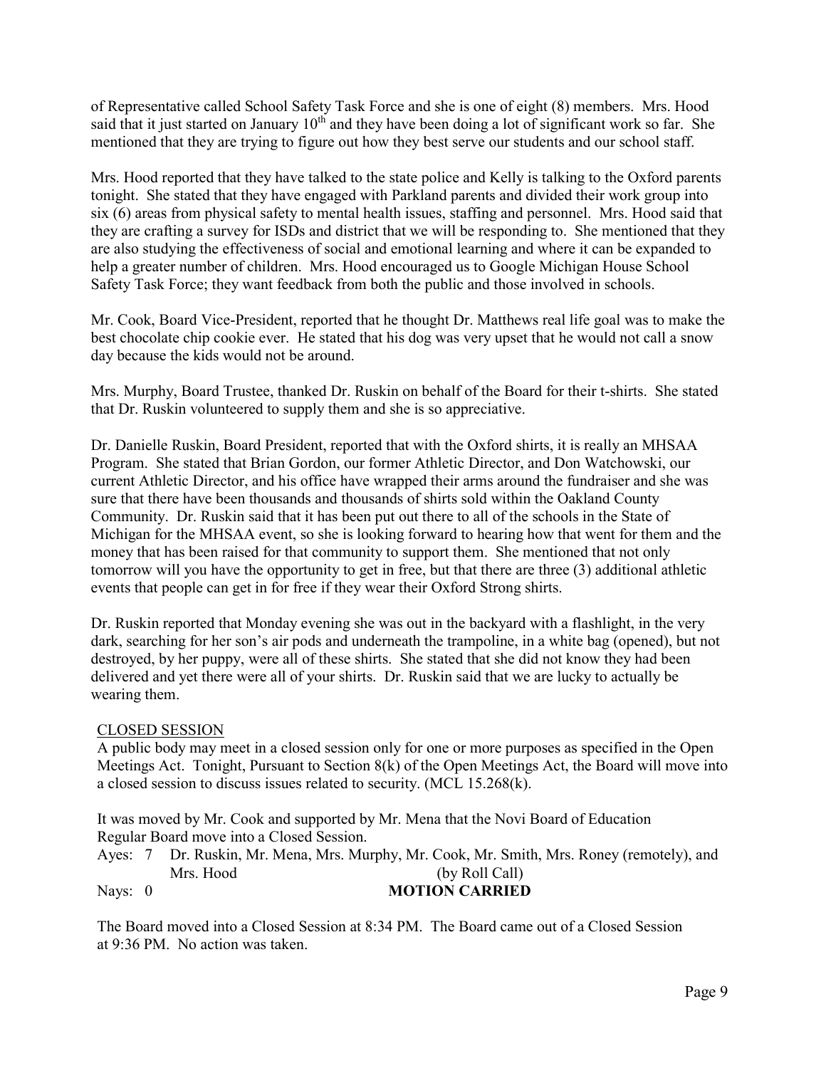of Representative called School Safety Task Force and she is one of eight (8) members. Mrs. Hood said that it just started on January 10th and they have been doing a lot of significant work so far. She mentioned that they are trying to figure out how they best serve our students and our school staff.

Mrs. Hood reported that they have talked to the state police and Kelly is talking to the Oxford parents tonight. She stated that they have engaged with Parkland parents and divided their work group into six (6) areas from physical safety to mental health issues, staffing and personnel. Mrs. Hood said that they are crafting a survey for ISDs and district that we will be responding to. She mentioned that they are also studying the effectiveness of social and emotional learning and where it can be expanded to help a greater number of children. Mrs. Hood encouraged us to Google Michigan House School Safety Task Force; they want feedback from both the public and those involved in schools.

Mr. Cook, Board Vice-President, reported that he thought Dr. Matthews real life goal was to make the best chocolate chip cookie ever. He stated that his dog was very upset that he would not call a snow day because the kids would not be around.

Mrs. Murphy, Board Trustee, thanked Dr. Ruskin on behalf of the Board for their t-shirts. She stated that Dr. Ruskin volunteered to supply them and she is so appreciative.

Dr. Danielle Ruskin, Board President, reported that with the Oxford shirts, it is really an MHSAA Program. She stated that Brian Gordon, our former Athletic Director, and Don Watchowski, our current Athletic Director, and his office have wrapped their arms around the fundraiser and she was sure that there have been thousands and thousands of shirts sold within the Oakland County Community. Dr. Ruskin said that it has been put out there to all of the schools in the State of Michigan for the MHSAA event, so she is looking forward to hearing how that went for them and the money that has been raised for that community to support them. She mentioned that not only tomorrow will you have the opportunity to get in free, but that there are three (3) additional athletic events that people can get in for free if they wear their Oxford Strong shirts.

Dr. Ruskin reported that Monday evening she was out in the backyard with a flashlight, in the very dark, searching for her son's air pods and underneath the trampoline, in a white bag (opened), but not destroyed, by her puppy, were all of these shirts. She stated that she did not know they had been delivered and yet there were all of your shirts. Dr. Ruskin said that we are lucky to actually be wearing them.

CLOSED SESSION

A public body may meet in a closed session only for one or more purposes as specified in the Open Meetings Act. Tonight, Pursuant to Section 8(k) of the Open Meetings Act, the Board will move into a closed session to discuss issues related to security. (MCL 15.268(k).

It was moved by Mr. Cook and supported by Mr. Mena that the Novi Board of Education Regular Board move into a Closed Session.

Ayes: 7 Dr. Ruskin, Mr. Mena, Mrs. Murphy, Mr. Cook, Mr. Smith, Mrs. Roney (remotely), and Mrs. Hood (by Roll Call)

Nays: 0 **MOTION CARRIED**

The Board moved into a Closed Session at 8:34 PM. The Board came out of a Closed Session at 9:36 PM. No action was taken.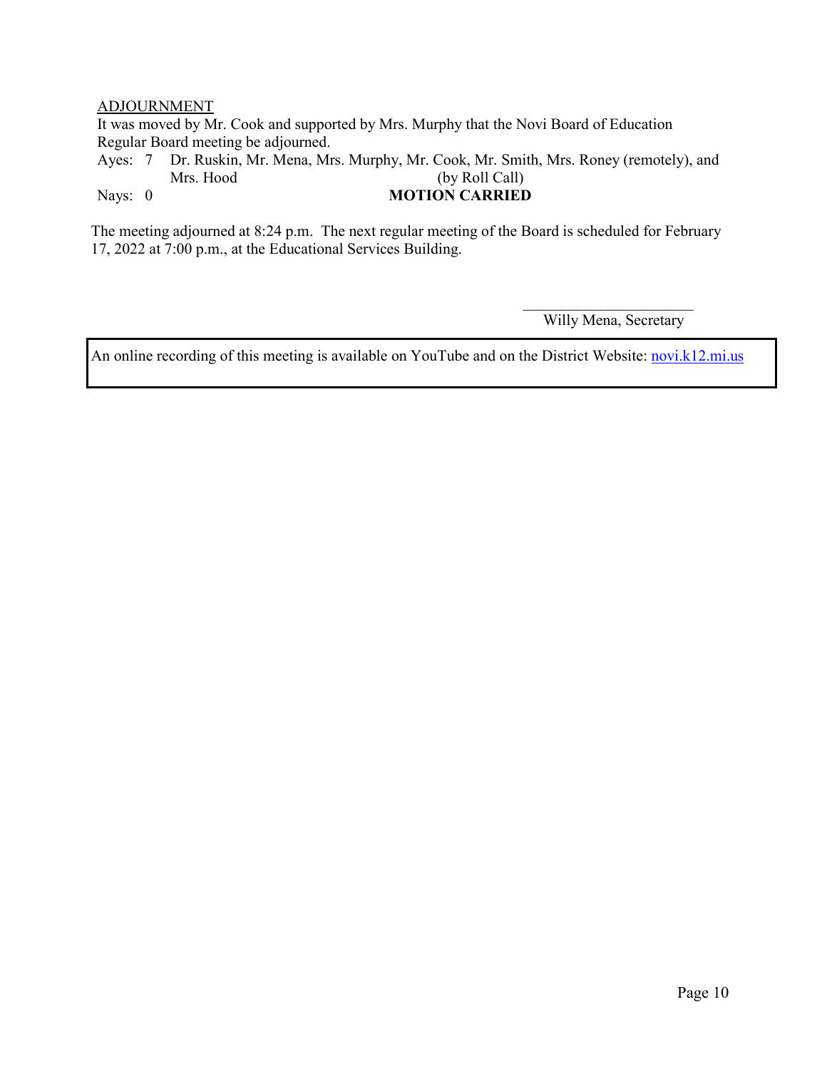ADJOURNMENT

It was moved by Mr. Cook and supported by Mrs. Murphy that the Novi Board of Education Regular Board meeting be adjourned.

Ayes: 7 Dr. Ruskin, Mr. Mena, Mrs. Murphy, Mr. Cook, Mr. Smith, Mrs. Roney (remotely), and Mrs. Hood (by Roll Call)

Nays: 0 **MOTION CARRIED**

The meeting adjourned at 8:24 p.m. The next regular meeting of the Board is scheduled for February 17, 2022 at 7:00 p.m., at the Educational Services Building.

______________________
Willy Mena, Secretary

An online recording of this meeting is available on YouTube and on the District Website: novi.k12.mi.us